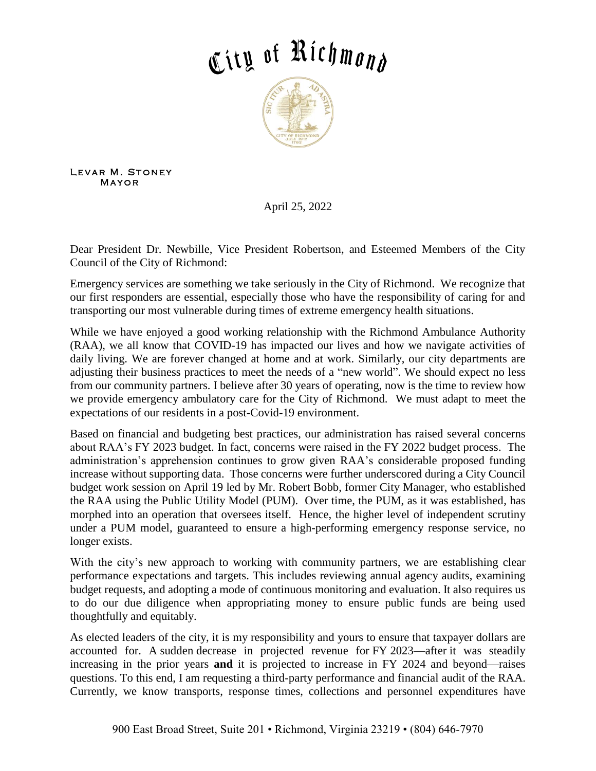# City of Richmond

Levar M. Stoney
Mayor

April 25, 2022

Dear President Dr. Newbille, Vice President Robertson, and Esteemed Members of the City Council of the City of Richmond:

Emergency services are something we take seriously in the City of Richmond. We recognize that our first responders are essential, especially those who have the responsibility of caring for and transporting our most vulnerable during times of extreme emergency health situations.

While we have enjoyed a good working relationship with the Richmond Ambulance Authority (RAA), we all know that COVID-19 has impacted our lives and how we navigate activities of daily living. We are forever changed at home and at work. Similarly, our city departments are adjusting their business practices to meet the needs of a "new world". We should expect no less from our community partners. I believe after 30 years of operating, now is the time to review how we provide emergency ambulatory care for the City of Richmond. We must adapt to meet the expectations of our residents in a post-Covid-19 environment.

Based on financial and budgeting best practices, our administration has raised several concerns about RAA's FY 2023 budget. In fact, concerns were raised in the FY 2022 budget process. The administration's apprehension continues to grow given RAA's considerable proposed funding increase without supporting data. Those concerns were further underscored during a City Council budget work session on April 19 led by Mr. Robert Bobb, former City Manager, who established the RAA using the Public Utility Model (PUM). Over time, the PUM, as it was established, has morphed into an operation that oversees itself. Hence, the higher level of independent scrutiny under a PUM model, guaranteed to ensure a high-performing emergency response service, no longer exists.

With the city's new approach to working with community partners, we are establishing clear performance expectations and targets. This includes reviewing annual agency audits, examining budget requests, and adopting a mode of continuous monitoring and evaluation. It also requires us to do our due diligence when appropriating money to ensure public funds are being used thoughtfully and equitably.

As elected leaders of the city, it is my responsibility and yours to ensure that taxpayer dollars are accounted for. A sudden decrease in projected revenue for FY 2023—after it was steadily increasing in the prior years **and** it is projected to increase in FY 2024 and beyond—raises questions. To this end, I am requesting a third-party performance and financial audit of the RAA. Currently, we know transports, response times, collections and personnel expenditures have

900 East Broad Street, Suite 201 • Richmond, Virginia 23219 • (804) 646-7970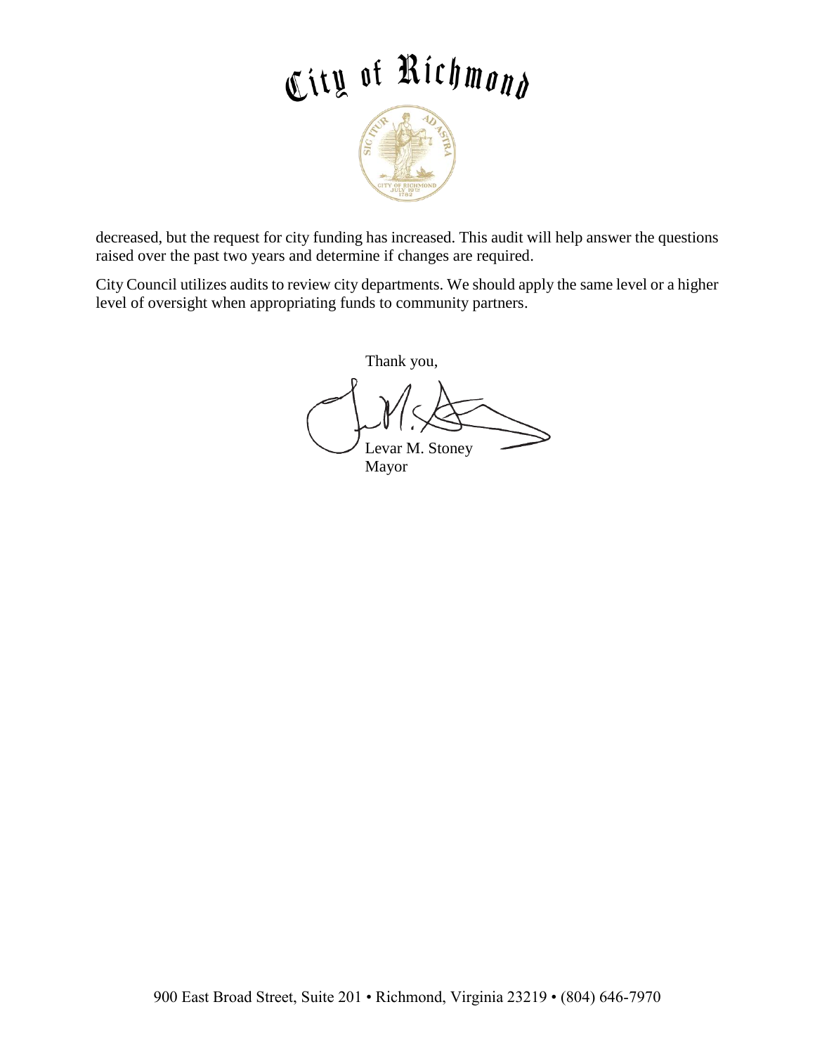City of Richmond

decreased, but the request for city funding has increased. This audit will help answer the questions raised over the past two years and determine if changes are required.

City Council utilizes audits to review city departments. We should apply the same level or a higher level of oversight when appropriating funds to community partners.

Thank you,

Levar M. Stoney
Mayor

900 East Broad Street, Suite 201 • Richmond, Virginia 23219 • (804) 646-7970